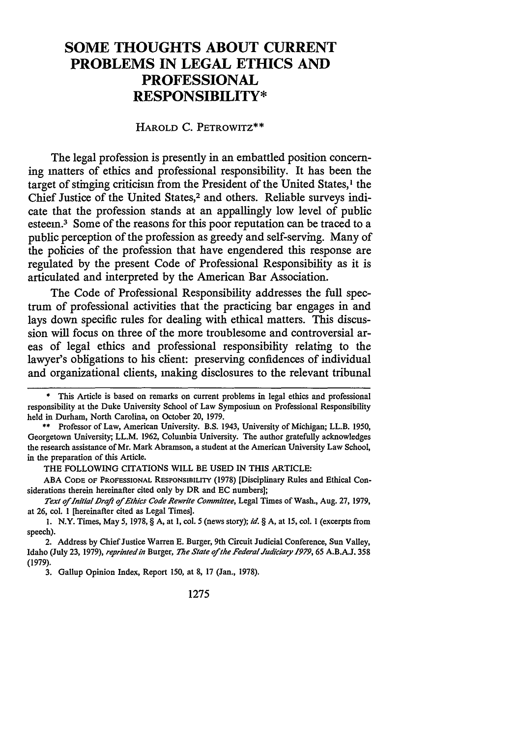# SOME THOUGHTS ABOUT CURRENT PROBLEMS IN LEGAL ETHICS AND PROFESSIONAL RESPONSIBILITY*

HAROLD C. PETROWITZ**

The legal profession is presently in an embattled position concerning matters of ethics and professional responsibility. It has been the target of stinging criticism from the President of the United States,[1] the Chief Justice of the United States,[2] and others. Reliable surveys indicate that the profession stands at an appallingly low level of public esteem.[3] Some of the reasons for this poor reputation can be traced to a public perception of the profession as greedy and self-serving. Many of the policies of the profession that have engendered this response are regulated by the present Code of Professional Responsibility as it is articulated and interpreted by the American Bar Association.

The Code of Professional Responsibility addresses the full spectrum of professional activities that the practicing bar engages in and lays down specific rules for dealing with ethical matters. This discussion will focus on three of the more troublesome and controversial areas of legal ethics and professional responsibility relating to the lawyer's obligations to his client: preserving confidences of individual and organizational clients, making disclosures to the relevant tribunal

---

\* This Article is based on remarks on current problems in legal ethics and professional responsibility at the Duke University School of Law Symposium on Professional Responsibility held in Durham, North Carolina, on October 20, 1979.

\*\* Professor of Law, American University. B.S. 1943, University of Michigan; LL.B. 1950, Georgetown University; LL.M. 1962, Columbia University. The author gratefully acknowledges the research assistance of Mr. Mark Abramson, a student at the American University Law School, in the preparation of this Article.

THE FOLLOWING CITATIONS WILL BE USED IN THIS ARTICLE:

ABA CODE OF PROFESSIONAL RESPONSIBILITY (1978) [Disciplinary Rules and Ethical Considerations therein hereinafter cited only by DR and EC numbers];

*Text of Initial Draft of Ethics Code Rewrite Committee*, Legal Times of Wash., Aug. 27, 1979, at 26, col. 1 [hereinafter cited as Legal Times].

1. N.Y. Times, May 5, 1978, § A, at 1, col. 5 (news story); *id.* § A, at 15, col. 1 (excerpts from speech).

2. Address by Chief Justice Warren E. Burger, 9th Circuit Judicial Conference, Sun Valley, Idaho (July 23, 1979), *reprinted in* Burger, *The State of the Federal Judiciary 1979*, 65 A.B.A.J. 358 (1979).

3. Gallup Opinion Index, Report 150, at 8, 17 (Jan., 1978).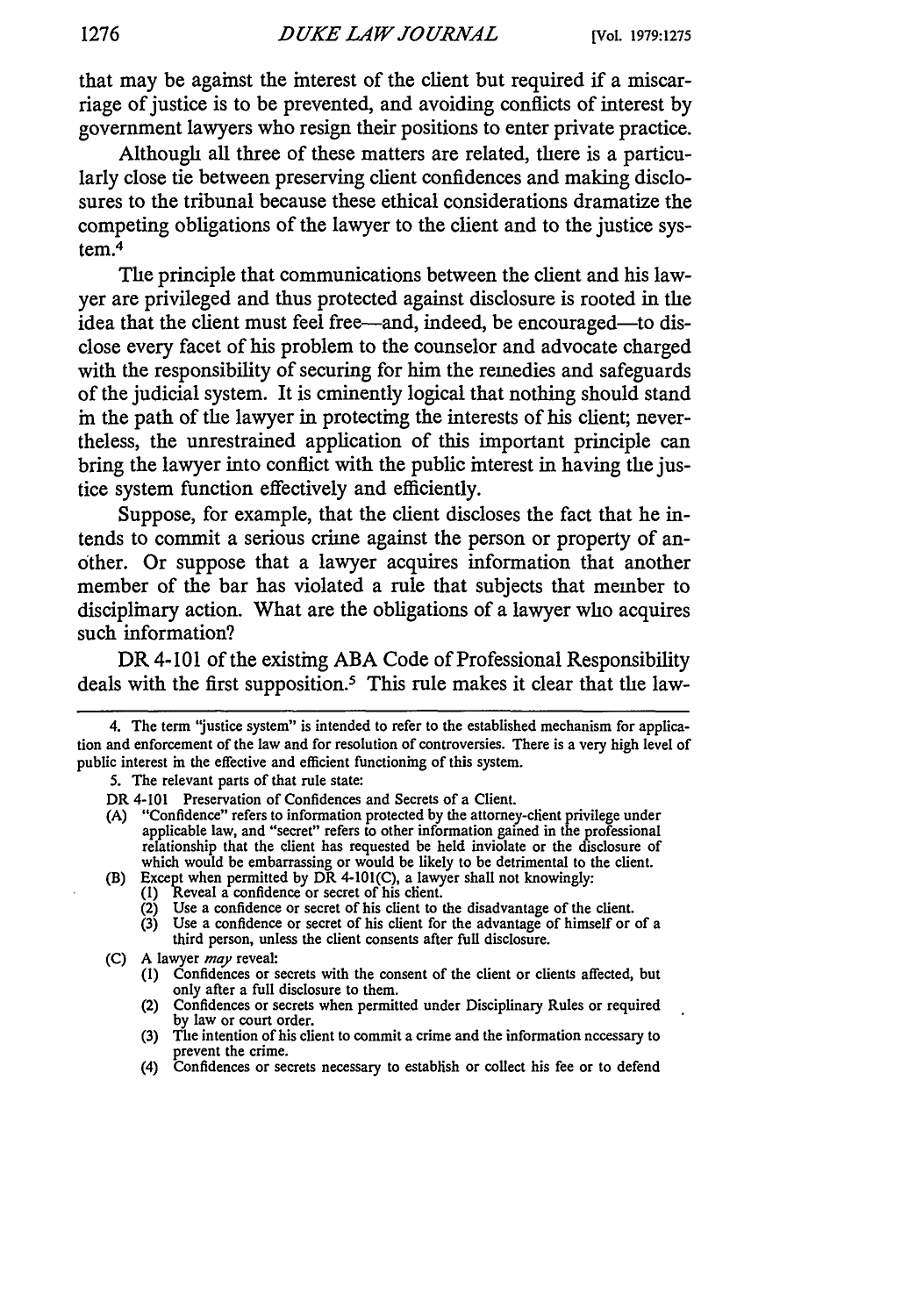that may be against the interest of the client but required if a miscarriage of justice is to be prevented, and avoiding conflicts of interest by government lawyers who resign their positions to enter private practice.

Although all three of these matters are related, there is a particularly close tie between preserving client confidences and making disclosures to the tribunal because these ethical considerations dramatize the competing obligations of the lawyer to the client and to the justice system.[4]

The principle that communications between the client and his lawyer are privileged and thus protected against disclosure is rooted in the idea that the client must feel free—and, indeed, be encouraged—to disclose every facet of his problem to the counselor and advocate charged with the responsibility of securing for him the remedies and safeguards of the judicial system. It is eminently logical that nothing should stand in the path of the lawyer in protecting the interests of his client; nevertheless, the unrestrained application of this important principle can bring the lawyer into conflict with the public interest in having the justice system function effectively and efficiently.

Suppose, for example, that the client discloses the fact that he intends to commit a serious crime against the person or property of another. Or suppose that a lawyer acquires information that another member of the bar has violated a rule that subjects that member to disciplinary action. What are the obligations of a lawyer who acquires such information?

DR 4-101 of the existing ABA Code of Professional Responsibility deals with the first supposition.[5] This rule makes it clear that the law-

---

4. The term "justice system" is intended to refer to the established mechanism for application and enforcement of the law and for resolution of controversies. There is a very high level of public interest in the effective and efficient functioning of this system.

5. The relevant parts of that rule state:

DR 4-101 Preservation of Confidences and Secrets of a Client.

(A) "Confidence" refers to information protected by the attorney-client privilege under applicable law, and "secret" refers to other information gained in the professional relationship that the client has requested be held inviolate or the disclosure of which would be embarrassing or would be likely to be detrimental to the client.

(B) Except when permitted by DR 4-101(C), a lawyer shall not knowingly:
   (1) Reveal a confidence or secret of his client.
   (2) Use a confidence or secret of his client to the disadvantage of the client.
   (3) Use a confidence or secret of his client for the advantage of himself or of a third person, unless the client consents after full disclosure.

(C) A lawyer *may* reveal:
   (1) Confidences or secrets with the consent of the client or clients affected, but only after a full disclosure to them.
   (2) Confidences or secrets when permitted under Disciplinary Rules or required by law or court order.
   (3) The intention of his client to commit a crime and the information necessary to prevent the crime.
   (4) Confidences or secrets necessary to establish or collect his fee or to defend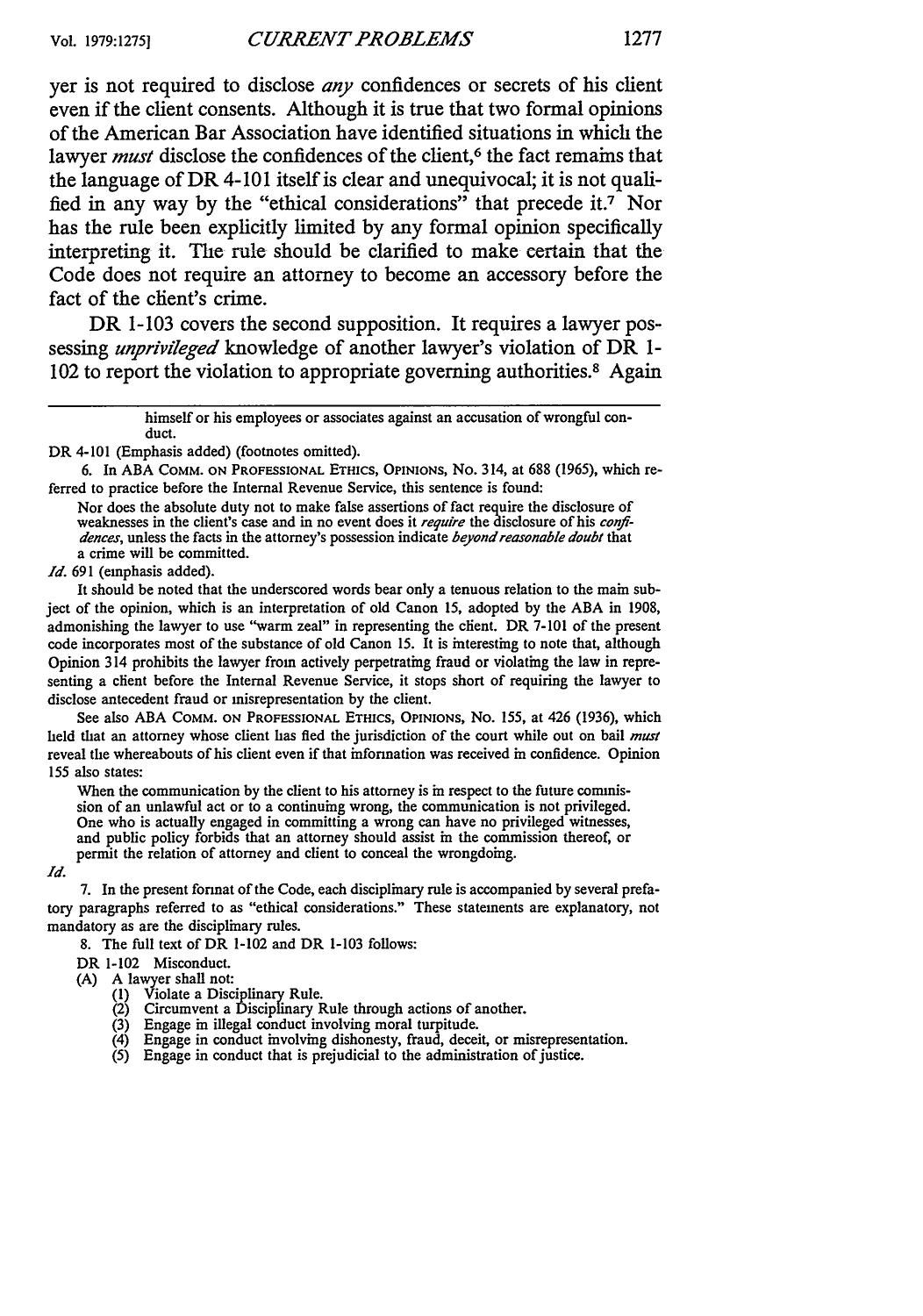yer is not required to disclose *any* confidences or secrets of his client even if the client consents. Although it is true that two formal opinions of the American Bar Association have identified situations in which the lawyer *must* disclose the confidences of the client,[6] the fact remains that the language of DR 4-101 itself is clear and unequivocal; it is not qualified in any way by the "ethical considerations" that precede it.[7] Nor has the rule been explicitly limited by any formal opinion specifically interpreting it. The rule should be clarified to make certain that the Code does not require an attorney to become an accessory before the fact of the client's crime.

DR 1-103 covers the second supposition. It requires a lawyer possessing *unprivileged* knowledge of another lawyer's violation of DR 1-102 to report the violation to appropriate governing authorities.[8] Again

---

> himself or his employees or associates against an accusation of wrongful conduct.

DR 4-101 (Emphasis added) (footnotes omitted).

6. In ABA COMM. ON PROFESSIONAL ETHICS, OPINIONS, No. 314, at 688 (1965), which referred to practice before the Internal Revenue Service, this sentence is found:

> Nor does the absolute duty not to make false assertions of fact require the disclosure of weaknesses in the client's case and in no event does it *require* the disclosure of his *confidences*, unless the facts in the attorney's possession indicate *beyond reasonable doubt* that a crime will be committed.

*Id.* 691 (emphasis added).

It should be noted that the underscored words bear only a tenuous relation to the main subject of the opinion, which is an interpretation of old Canon 15, adopted by the ABA in 1908, admonishing the lawyer to use "warm zeal" in representing the client. DR 7-101 of the present code incorporates most of the substance of old Canon 15. It is interesting to note that, although Opinion 314 prohibits the lawyer from actively perpetrating fraud or violating the law in representing a client before the Internal Revenue Service, it stops short of requiring the lawyer to disclose antecedent fraud or misrepresentation by the client.

See also ABA COMM. ON PROFESSIONAL ETHICS, OPINIONS, No. 155, at 426 (1936), which held that an attorney whose client has fled the jurisdiction of the court while out on bail *must* reveal the whereabouts of his client even if that information was received in confidence. Opinion 155 also states:

> When the communication by the client to his attorney is in respect to the future commission of an unlawful act or to a continuing wrong, the communication is not privileged. One who is actually engaged in committing a wrong can have no privileged witnesses, and public policy forbids that an attorney should assist in the commission thereof, or permit the relation of attorney and client to conceal the wrongdoing.

*Id.*

7. In the present format of the Code, each disciplinary rule is accompanied by several prefatory paragraphs referred to as "ethical considerations." These statements are explanatory, not mandatory as are the disciplinary rules.

8. The full text of DR 1-102 and DR 1-103 follows:

DR 1-102 Misconduct.

(A) A lawyer shall not:
  1. Violate a Disciplinary Rule.
  2. Circumvent a Disciplinary Rule through actions of another.
  3. Engage in illegal conduct involving moral turpitude.
  4. Engage in conduct involving dishonesty, fraud, deceit, or misrepresentation.
  5. Engage in conduct that is prejudicial to the administration of justice.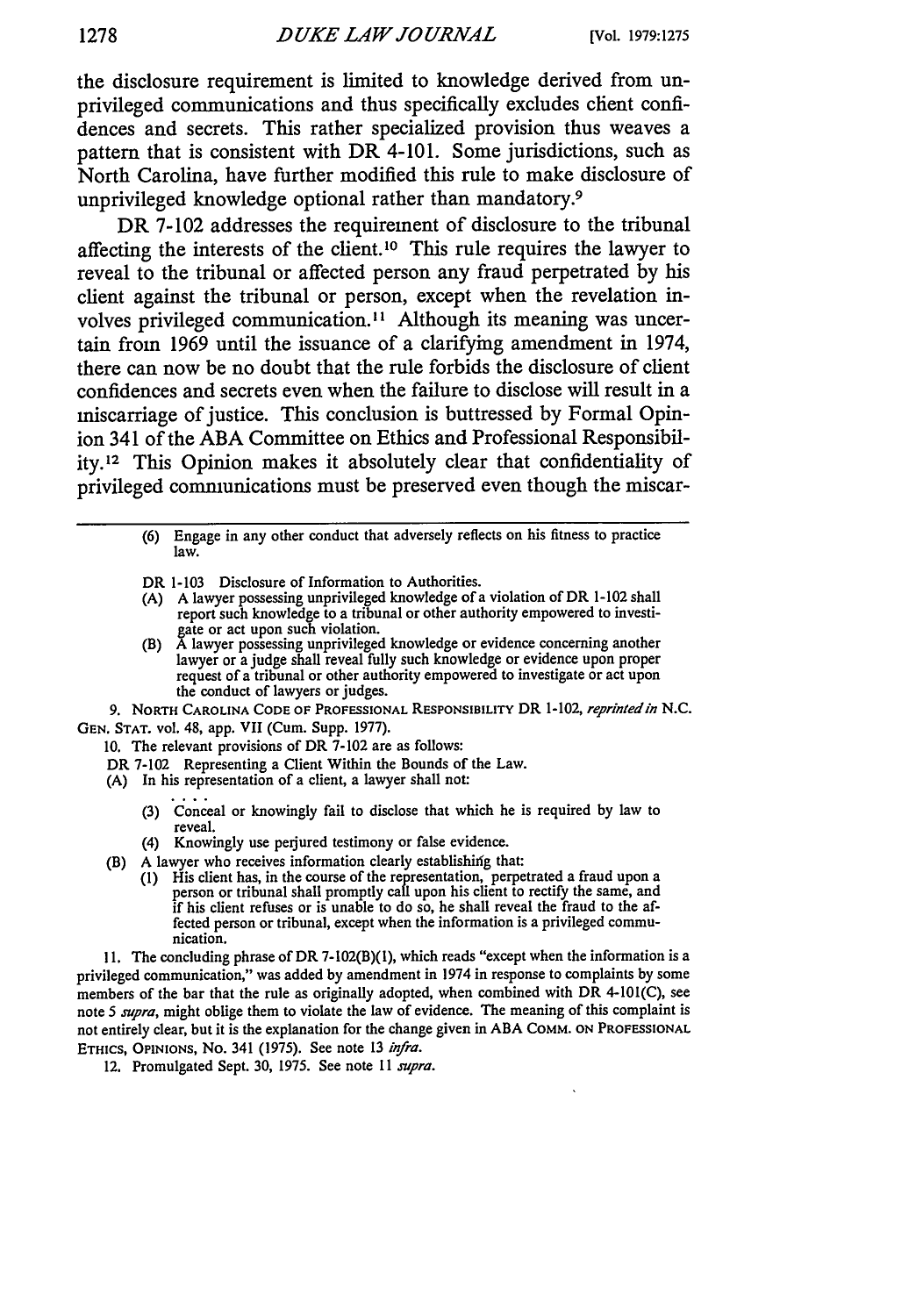the disclosure requirement is limited to knowledge derived from unprivileged communications and thus specifically excludes client confidences and secrets. This rather specialized provision thus weaves a pattern that is consistent with DR 4-101. Some jurisdictions, such as North Carolina, have further modified this rule to make disclosure of unprivileged knowledge optional rather than mandatory.[9]

DR 7-102 addresses the requirement of disclosure to the tribunal affecting the interests of the client.[10] This rule requires the lawyer to reveal to the tribunal or affected person any fraud perpetrated by his client against the tribunal or person, except when the revelation involves privileged communication.[11] Although its meaning was uncertain from 1969 until the issuance of a clarifying amendment in 1974, there can now be no doubt that the rule forbids the disclosure of client confidences and secrets even when the failure to disclose will result in a miscarriage of justice. This conclusion is buttressed by Formal Opinion 341 of the ABA Committee on Ethics and Professional Responsibility.[12] This Opinion makes it absolutely clear that confidentiality of privileged communications must be preserved even though the miscar-

> (6) Engage in any other conduct that adversely reflects on his fitness to practice law.
>
> DR 1-103 Disclosure of Information to Authorities.
>
> (A) A lawyer possessing unprivileged knowledge of a violation of DR 1-102 shall report such knowledge to a tribunal or other authority empowered to investigate or act upon such violation.
>
> (B) A lawyer possessing unprivileged knowledge or evidence concerning another lawyer or a judge shall reveal fully such knowledge or evidence upon proper request of a tribunal or other authority empowered to investigate or act upon the conduct of lawyers or judges.

9. NORTH CAROLINA CODE OF PROFESSIONAL RESPONSIBILITY DR 1-102, *reprinted in* N.C. GEN. STAT. vol. 48, app. VII (Cum. Supp. 1977).

10. The relevant provisions of DR 7-102 are as follows:

> DR 7-102 Representing a Client Within the Bounds of the Law.
>
> (A) In his representation of a client, a lawyer shall not:
>
> ....
>
> (3) Conceal or knowingly fail to disclose that which he is required by law to reveal.
>
> (4) Knowingly use perjured testimony or false evidence.
>
> (B) A lawyer who receives information clearly establishing that:
>
> (1) His client has, in the course of the representation, perpetrated a fraud upon a person or tribunal shall promptly call upon his client to rectify the same, and if his client refuses or is unable to do so, he shall reveal the fraud to the affected person or tribunal, except when the information is a privileged communication.

11. The concluding phrase of DR 7-102(B)(1), which reads "except when the information is a privileged communication," was added by amendment in 1974 in response to complaints by some members of the bar that the rule as originally adopted, when combined with DR 4-101(C), see note 5 *supra*, might oblige them to violate the law of evidence. The meaning of this complaint is not entirely clear, but it is the explanation for the change given in ABA COMM. ON PROFESSIONAL ETHICS, OPINIONS, No. 341 (1975). See note 13 *infra*.

12. Promulgated Sept. 30, 1975. See note 11 *supra*.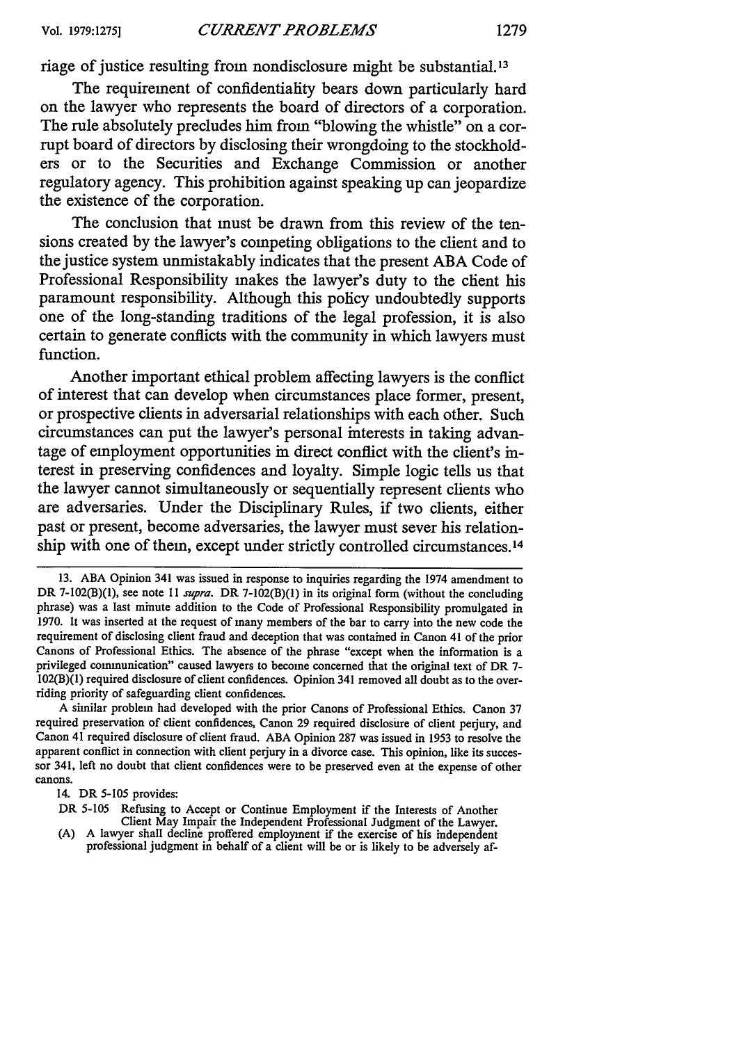riage of justice resulting from nondisclosure might be substantial.[13]

The requirement of confidentiality bears down particularly hard on the lawyer who represents the board of directors of a corporation. The rule absolutely precludes him from "blowing the whistle" on a corrupt board of directors by disclosing their wrongdoing to the stockholders or to the Securities and Exchange Commission or another regulatory agency. This prohibition against speaking up can jeopardize the existence of the corporation.

The conclusion that must be drawn from this review of the tensions created by the lawyer's competing obligations to the client and to the justice system unmistakably indicates that the present ABA Code of Professional Responsibility makes the lawyer's duty to the client his paramount responsibility. Although this policy undoubtedly supports one of the long-standing traditions of the legal profession, it is also certain to generate conflicts with the community in which lawyers must function.

Another important ethical problem affecting lawyers is the conflict of interest that can develop when circumstances place former, present, or prospective clients in adversarial relationships with each other. Such circumstances can put the lawyer's personal interests in taking advantage of employment opportunities in direct conflict with the client's interest in preserving confidences and loyalty. Simple logic tells us that the lawyer cannot simultaneously or sequentially represent clients who are adversaries. Under the Disciplinary Rules, if two clients, either past or present, become adversaries, the lawyer must sever his relationship with one of them, except under strictly controlled circumstances.[14]

---

13. ABA Opinion 341 was issued in response to inquiries regarding the 1974 amendment to DR 7-102(B)(1), see note 11 *supra*. DR 7-102(B)(1) in its original form (without the concluding phrase) was a last minute addition to the Code of Professional Responsibility promulgated in 1970. It was inserted at the request of many members of the bar to carry into the new code the requirement of disclosing client fraud and deception that was contained in Canon 41 of the prior Canons of Professional Ethics. The absence of the phrase "except when the information is a privileged communication" caused lawyers to become concerned that the original text of DR 7-102(B)(1) required disclosure of client confidences. Opinion 341 removed all doubt as to the overriding priority of safeguarding client confidences.

A similar problem had developed with the prior Canons of Professional Ethics. Canon 37 required preservation of client confidences, Canon 29 required disclosure of client perjury, and Canon 41 required disclosure of client fraud. ABA Opinion 287 was issued in 1953 to resolve the apparent conflict in connection with client perjury in a divorce case. This opinion, like its successor 341, left no doubt that client confidences were to be preserved even at the expense of other canons.

14. DR 5-105 provides:

DR 5-105 Refusing to Accept or Continue Employment if the Interests of Another Client May Impair the Independent Professional Judgment of the Lawyer.

(A) A lawyer shall decline proffered employment if the exercise of his independent professional judgment in behalf of a client will be or is likely to be adversely af-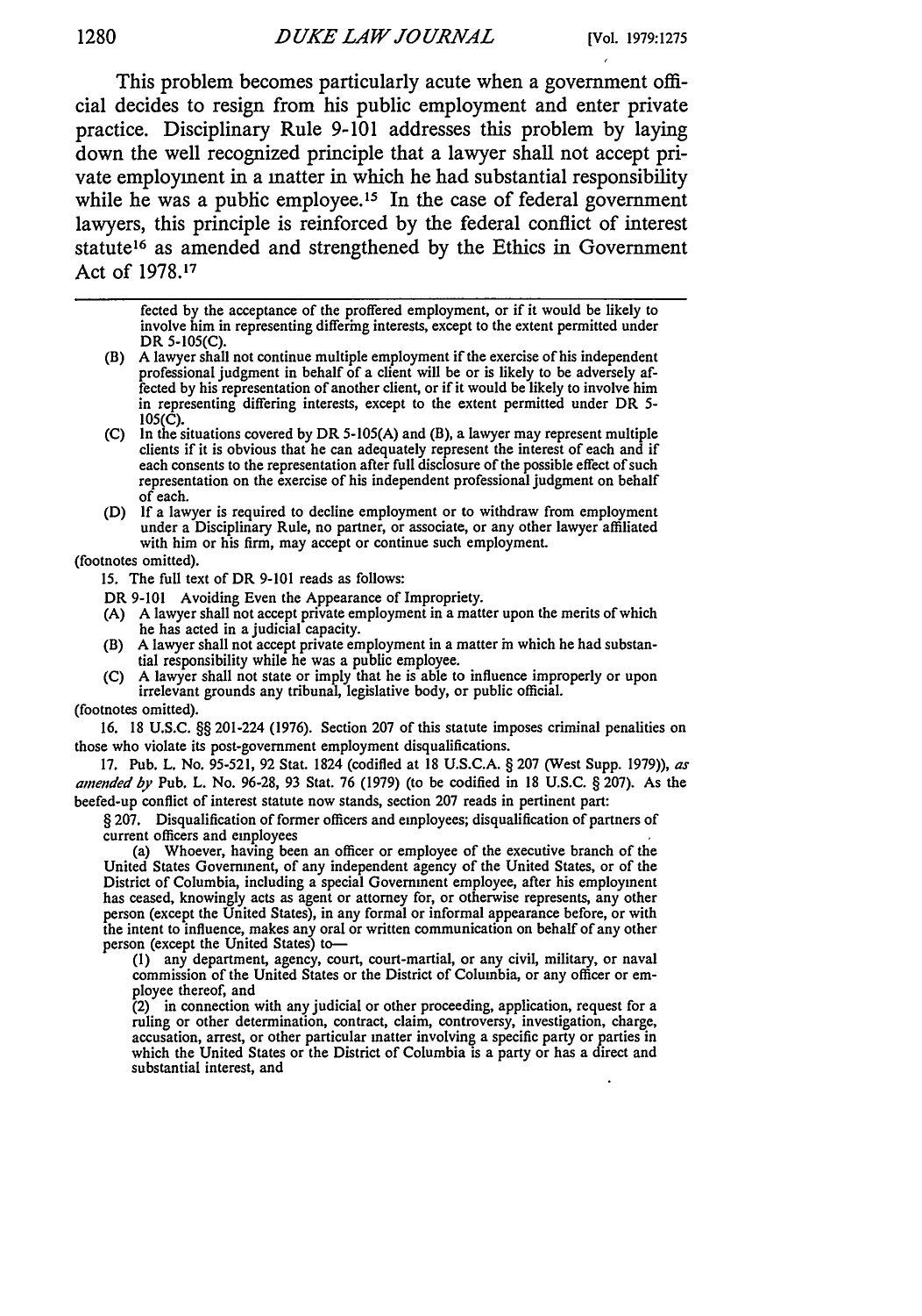This problem becomes particularly acute when a government official decides to resign from his public employment and enter private practice. Disciplinary Rule 9-101 addresses this problem by laying down the well recognized principle that a lawyer shall not accept private employment in a matter in which he had substantial responsibility while he was a public employee.[15] In the case of federal government lawyers, this principle is reinforced by the federal conflict of interest statute[16] as amended and strengthened by the Ethics in Government Act of 1978.[17]

---

fected by the acceptance of the proffered employment, or if it would be likely to involve him in representing differing interests, except to the extent permitted under DR 5-105(C).

(B) A lawyer shall not continue multiple employment if the exercise of his independent professional judgment in behalf of a client will be or is likely to be adversely affected by his representation of another client, or if it would be likely to involve him in representing differing interests, except to the extent permitted under DR 5-105(C).

(C) In the situations covered by DR 5-105(A) and (B), a lawyer may represent multiple clients if it is obvious that he can adequately represent the interest of each and if each consents to the representation after full disclosure of the possible effect of such representation on the exercise of his independent professional judgment on behalf of each.

(D) If a lawyer is required to decline employment or to withdraw from employment under a Disciplinary Rule, no partner, or associate, or any other lawyer affiliated with him or his firm, may accept or continue such employment.

(footnotes omitted).

15. The full text of DR 9-101 reads as follows:

DR 9-101 Avoiding Even the Appearance of Impropriety.

(A) A lawyer shall not accept private employment in a matter upon the merits of which he has acted in a judicial capacity.

(B) A lawyer shall not accept private employment in a matter in which he had substantial responsibility while he was a public employee.

(C) A lawyer shall not state or imply that he is able to influence improperly or upon irrelevant grounds any tribunal, legislative body, or public official.

(footnotes omitted).

16. 18 U.S.C. §§ 201-224 (1976). Section 207 of this statute imposes criminal penalties on those who violate its post-government employment disqualifications.

17. Pub. L. No. 95-521, 92 Stat. 1824 (codified at 18 U.S.C.A. § 207 (West Supp. 1979)), *as amended by* Pub. L. No. 96-28, 93 Stat. 76 (1979) (to be codified in 18 U.S.C. § 207). As the beefed-up conflict of interest statute now stands, section 207 reads in pertinent part:

§ 207. Disqualification of former officers and employees; disqualification of partners of current officers and employees

(a) Whoever, having been an officer or employee of the executive branch of the United States Government, of any independent agency of the United States, or of the District of Columbia, including a special Government employee, after his employment has ceased, knowingly acts as agent or attorney for, or otherwise represents, any other person (except the United States), in any formal or informal appearance before, or with the intent to influence, makes any oral or written communication on behalf of any other person (except the United States) to—

(1) any department, agency, court, court-martial, or any civil, military, or naval commission of the United States or the District of Columbia, or any officer or employee thereof, and

(2) in connection with any judicial or other proceeding, application, request for a ruling or other determination, contract, claim, controversy, investigation, charge, accusation, arrest, or other particular matter involving a specific party or parties in which the United States or the District of Columbia is a party or has a direct and substantial interest, and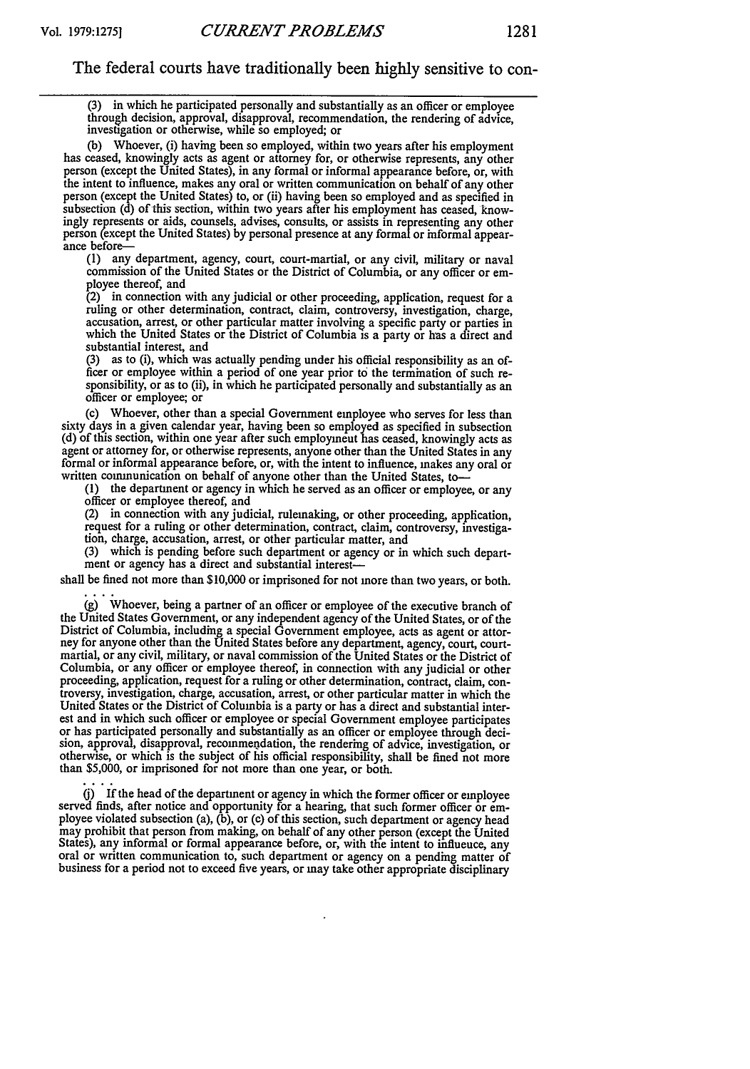The federal courts have traditionally been highly sensitive to con-

(3) in which he participated personally and substantially as an officer or employee through decision, approval, disapproval, recommendation, the rendering of advice, investigation or otherwise, while so employed; or

(b) Whoever, (i) having been so employed, within two years after his employment has ceased, knowingly acts as agent or attorney for, or otherwise represents, any other person (except the United States), in any formal or informal appearance before, or, with the intent to influence, makes any oral or written communication on behalf of any other person (except the United States) to, or (ii) having been so employed and as specified in subsection (d) of this section, within two years after his employment has ceased, knowingly represents or aids, counsels, advises, consults, or assists in representing any other person (except the United States) by personal presence at any formal or informal appearance before—

(1) any department, agency, court, court-martial, or any civil, military or naval commission of the United States or the District of Columbia, or any officer or employee thereof, and

(2) in connection with any judicial or other proceeding, application, request for a ruling or other determination, contract, claim, controversy, investigation, charge, accusation, arrest, or other particular matter involving a specific party or parties in which the United States or the District of Columbia is a party or has a direct and substantial interest, and

(3) as to (i), which was actually pending under his official responsibility as an officer or employee within a period of one year prior to the termination of such responsibility, or as to (ii), in which he participated personally and substantially as an officer or employee; or

(c) Whoever, other than a special Government employee who serves for less than sixty days in a given calendar year, having been so employed as specified in subsection (d) of this section, within one year after such employment has ceased, knowingly acts as agent or attorney for, or otherwise represents, anyone other than the United States in any formal or informal appearance before, or, with the intent to influence, makes any oral or written communication on behalf of anyone other than the United States, to—

(1) the department or agency in which he served as an officer or employee, or any officer or employee thereof, and

(2) in connection with any judicial, rulemaking, or other proceeding, application, request for a ruling or other determination, contract, claim, controversy, investigation, charge, accusation, arrest, or other particular matter, and

(3) which is pending before such department or agency or in which such department or agency has a direct and substantial interest—

shall be fined not more than $10,000 or imprisoned for not more than two years, or both.

. . . .

(g) Whoever, being a partner of an officer or employee of the executive branch of the United States Government, or any independent agency of the United States, or of the District of Columbia, including a special Government employee, acts as agent or attorney for anyone other than the United States before any department, agency, court, court-martial, or any civil, military, or naval commission of the United States or the District of Columbia, or any officer or employee thereof, in connection with any judicial or other proceeding, application, request for a ruling or other determination, contract, claim, controversy, investigation, charge, accusation, arrest, or other particular matter in which the United States or the District of Columbia is a party or has a direct and substantial interest and in which such officer or employee or special Government employee participates or has participated personally and substantially as an officer or employee through decision, approval, disapproval, recommendation, the rendering of advice, investigation, or otherwise, or which is the subject of his official responsibility, shall be fined not more than $5,000, or imprisoned for not more than one year, or both.

. . . .

(j) If the head of the department or agency in which the former officer or employee served finds, after notice and opportunity for a hearing, that such former officer or employee violated subsection (a), (b), or (c) of this section, such department or agency head may prohibit that person from making, on behalf of any other person (except the United States), any informal or formal appearance before, or, with the intent to influence, any oral or written communication to, such department or agency on a pending matter of business for a period not to exceed five years, or may take other appropriate disciplinary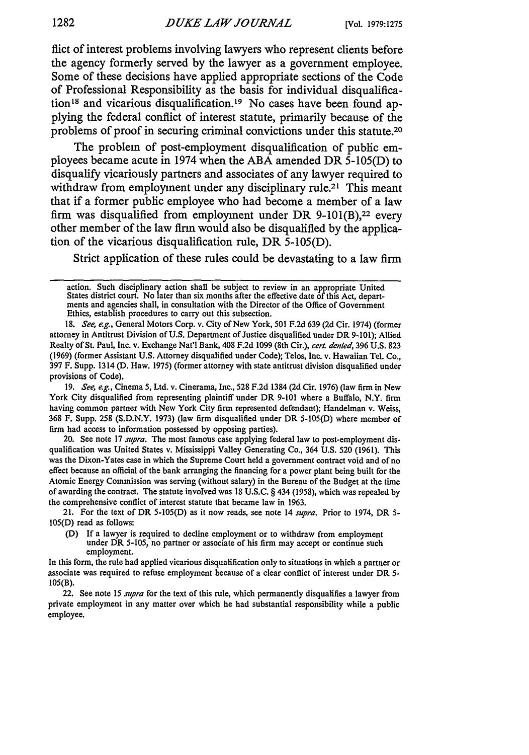flict of interest problems involving lawyers who represent clients before the agency formerly served by the lawyer as a government employee. Some of these decisions have applied appropriate sections of the Code of Professional Responsibility as the basis for individual disqualification[18] and vicarious disqualification.[19] No cases have been found applying the federal conflict of interest statute, primarily because of the problems of proof in securing criminal convictions under this statute.[20]

The problem of post-employment disqualification of public employees became acute in 1974 when the ABA amended DR 5-105(D) to disqualify vicariously partners and associates of any lawyer required to withdraw from employment under any disciplinary rule.[21] This meant that if a former public employee who had become a member of a law firm was disqualified from employment under DR 9-101(B),[22] every other member of the law firm would also be disqualified by the application of the vicarious disqualification rule, DR 5-105(D).

Strict application of these rules could be devastating to a law firm

---

action. Such disciplinary action shall be subject to review in an appropriate United States district court. No later than six months after the effective date of this Act, departments and agencies shall, in consultation with the Director of the Office of Government Ethics, establish procedures to carry out this subsection.

18. *See, e.g.*, General Motors Corp. v. City of New York, 501 F.2d 639 (2d Cir. 1974) (former attorney in Antitrust Division of U.S. Department of Justice disqualified under DR 9-101); Allied Realty of St. Paul, Inc. v. Exchange Nat'l Bank, 408 F.2d 1099 (8th Cir.), *cert. denied*, 396 U.S. 823 (1969) (former Assistant U.S. Attorney disqualified under Code); Telos, Inc. v. Hawaiian Tel. Co., 397 F. Supp. 1314 (D. Haw. 1975) (former attorney with state antitrust division disqualified under provisions of Code).

19. *See, e.g.*, Cinema 5, Ltd. v. Cinerama, Inc., 528 F.2d 1384 (2d Cir. 1976) (law firm in New York City disqualified from representing plaintiff under DR 9-101 where a Buffalo, N.Y. firm having common partner with New York City firm represented defendant); Handelman v. Weiss, 368 F. Supp. 258 (S.D.N.Y. 1973) (law firm disqualified under DR 5-105(D) where member of firm had access to information possessed by opposing parties).

20. See note 17 *supra*. The most famous case applying federal law to post-employment disqualification was United States v. Mississippi Valley Generating Co., 364 U.S. 520 (1961). This was the Dixon-Yates case in which the Supreme Court held a government contract void and of no effect because an official of the bank arranging the financing for a power plant being built for the Atomic Energy Commission was serving (without salary) in the Bureau of the Budget at the time of awarding the contract. The statute involved was 18 U.S.C. § 434 (1958), which was repealed by the comprehensive conflict of interest statute that became law in 1963.

21. For the text of DR 5-105(D) as it now reads, see note 14 *supra*. Prior to 1974, DR 5-105(D) read as follows:

> (D) If a lawyer is required to decline employment or to withdraw from employment under DR 5-105, no partner or associate of his firm may accept or continue such employment.

In this form, the rule had applied vicarious disqualification only to situations in which a partner or associate was required to refuse employment because of a clear conflict of interest under DR 5-105(B).

22. See note 15 *supra* for the text of this rule, which permanently disqualifies a lawyer from private employment in any matter over which he had substantial responsibility while a public employee.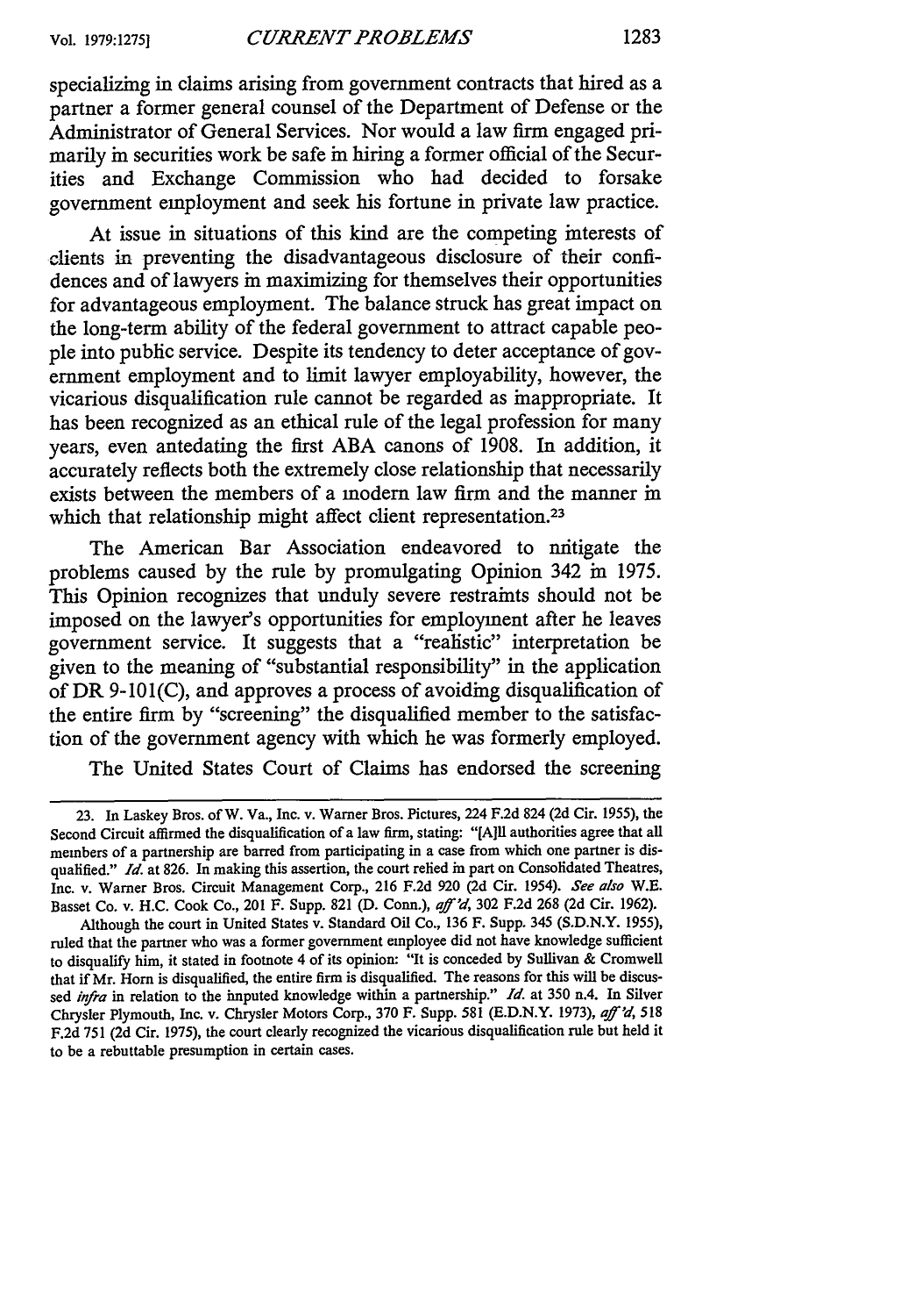specializing in claims arising from government contracts that hired as a partner a former general counsel of the Department of Defense or the Administrator of General Services. Nor would a law firm engaged primarily in securities work be safe in hiring a former official of the Securities and Exchange Commission who had decided to forsake government employment and seek his fortune in private law practice.

At issue in situations of this kind are the competing interests of clients in preventing the disadvantageous disclosure of their confidences and of lawyers in maximizing for themselves their opportunities for advantageous employment. The balance struck has great impact on the long-term ability of the federal government to attract capable people into public service. Despite its tendency to deter acceptance of government employment and to limit lawyer employability, however, the vicarious disqualification rule cannot be regarded as inappropriate. It has been recognized as an ethical rule of the legal profession for many years, even antedating the first ABA canons of 1908. In addition, it accurately reflects both the extremely close relationship that necessarily exists between the members of a modern law firm and the manner in which that relationship might affect client representation.[23]

The American Bar Association endeavored to mitigate the problems caused by the rule by promulgating Opinion 342 in 1975. This Opinion recognizes that unduly severe restraints should not be imposed on the lawyer's opportunities for employment after he leaves government service. It suggests that a "realistic" interpretation be given to the meaning of "substantial responsibility" in the application of DR 9-101(C), and approves a process of avoiding disqualification of the entire firm by "screening" the disqualified member to the satisfaction of the government agency with which he was formerly employed.

The United States Court of Claims has endorsed the screening

---

23. In Laskey Bros. of W. Va., Inc. v. Warner Bros. Pictures, 224 F.2d 824 (2d Cir. 1955), the Second Circuit affirmed the disqualification of a law firm, stating: "[A]ll authorities agree that all members of a partnership are barred from participating in a case from which one partner is disqualified." *Id.* at 826. In making this assertion, the court relied in part on Consolidated Theatres, Inc. v. Warner Bros. Circuit Management Corp., 216 F.2d 920 (2d Cir. 1954). *See also* W.E. Basset Co. v. H.C. Cook Co., 201 F. Supp. 821 (D. Conn.), *aff'd*, 302 F.2d 268 (2d Cir. 1962).

Although the court in United States v. Standard Oil Co., 136 F. Supp. 345 (S.D.N.Y. 1955), ruled that the partner who was a former government employee did not have knowledge sufficient to disqualify him, it stated in footnote 4 of its opinion: "It is conceded by Sullivan & Cromwell that if Mr. Horn is disqualified, the entire firm is disqualified. The reasons for this will be discussed *infra* in relation to the imputed knowledge within a partnership." *Id.* at 350 n.4. In Silver Chrysler Plymouth, Inc. v. Chrysler Motors Corp., 370 F. Supp. 581 (E.D.N.Y. 1973), *aff'd*, 518 F.2d 751 (2d Cir. 1975), the court clearly recognized the vicarious disqualification rule but held it to be a rebuttable presumption in certain cases.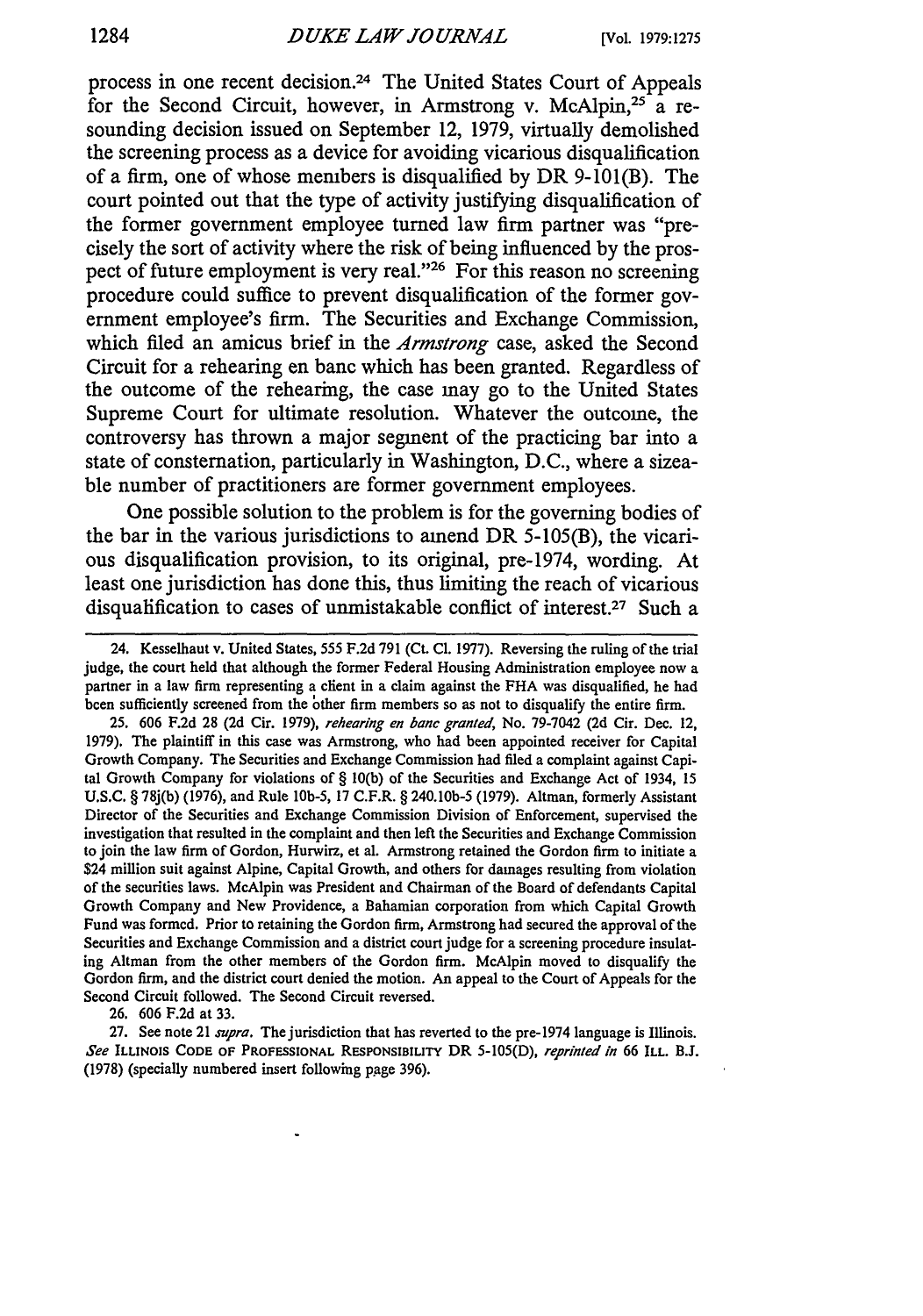process in one recent decision.[24] The United States Court of Appeals for the Second Circuit, however, in Armstrong v. McAlpin,[25] a resounding decision issued on September 12, 1979, virtually demolished the screening process as a device for avoiding vicarious disqualification of a firm, one of whose members is disqualified by DR 9-101(B). The court pointed out that the type of activity justifying disqualification of the former government employee turned law firm partner was "precisely the sort of activity where the risk of being influenced by the prospect of future employment is very real."[26] For this reason no screening procedure could suffice to prevent disqualification of the former government employee's firm. The Securities and Exchange Commission, which filed an amicus brief in the *Armstrong* case, asked the Second Circuit for a rehearing en banc which has been granted. Regardless of the outcome of the rehearing, the case may go to the United States Supreme Court for ultimate resolution. Whatever the outcome, the controversy has thrown a major segment of the practicing bar into a state of consternation, particularly in Washington, D.C., where a sizeable number of practitioners are former government employees.

One possible solution to the problem is for the governing bodies of the bar in the various jurisdictions to amend DR 5-105(B), the vicarious disqualification provision, to its original, pre-1974, wording. At least one jurisdiction has done this, thus limiting the reach of vicarious disqualification to cases of unmistakable conflict of interest.[27] Such a

---

24. Kesselhaut v. United States, 555 F.2d 791 (Ct. Cl. 1977). Reversing the ruling of the trial judge, the court held that although the former Federal Housing Administration employee now a partner in a law firm representing a client in a claim against the FHA was disqualified, he had been sufficiently screened from the other firm members so as not to disqualify the entire firm.

25. 606 F.2d 28 (2d Cir. 1979), *rehearing en banc granted*, No. 79-7042 (2d Cir. Dec. 12, 1979). The plaintiff in this case was Armstrong, who had been appointed receiver for Capital Growth Company. The Securities and Exchange Commission had filed a complaint against Capital Growth Company for violations of § 10(b) of the Securities and Exchange Act of 1934, 15 U.S.C. § 78j(b) (1976), and Rule 10b-5, 17 C.F.R. § 240.10b-5 (1979). Altman, formerly Assistant Director of the Securities and Exchange Commission Division of Enforcement, supervised the investigation that resulted in the complaint and then left the Securities and Exchange Commission to join the law firm of Gordon, Hurwirz, et al. Armstrong retained the Gordon firm to initiate a $24 million suit against Alpine, Capital Growth, and others for damages resulting from violation of the securities laws. McAlpin was President and Chairman of the Board of defendants Capital Growth Company and New Providence, a Bahamian corporation from which Capital Growth Fund was formed. Prior to retaining the Gordon firm, Armstrong had secured the approval of the Securities and Exchange Commission and a district court judge for a screening procedure insulating Altman from the other members of the Gordon firm. McAlpin moved to disqualify the Gordon firm, and the district court denied the motion. An appeal to the Court of Appeals for the Second Circuit followed. The Second Circuit reversed.

26. 606 F.2d at 33.

27. See note 21 *supra*. The jurisdiction that has reverted to the pre-1974 language is Illinois. *See* ILLINOIS CODE OF PROFESSIONAL RESPONSIBILITY DR 5-105(D), *reprinted in* 66 ILL. B.J. (1978) (specially numbered insert following page 396).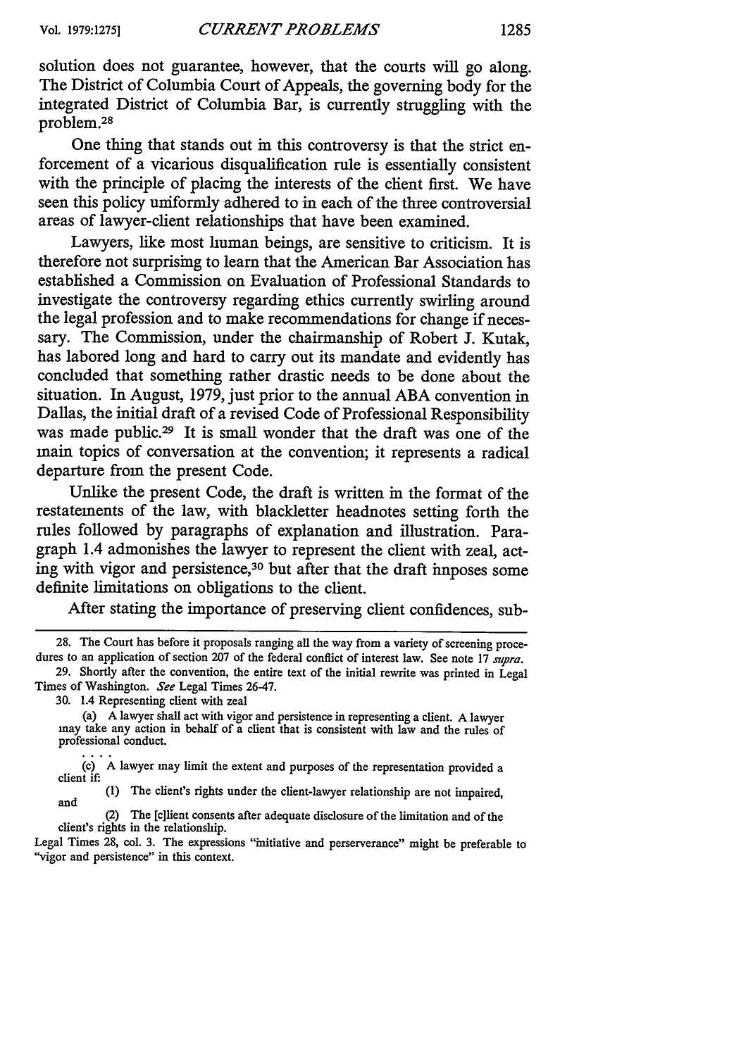solution does not guarantee, however, that the courts will go along. The District of Columbia Court of Appeals, the governing body for the integrated District of Columbia Bar, is currently struggling with the problem.[28]

One thing that stands out in this controversy is that the strict enforcement of a vicarious disqualification rule is essentially consistent with the principle of placing the interests of the client first. We have seen this policy uniformly adhered to in each of the three controversial areas of lawyer-client relationships that have been examined.

Lawyers, like most human beings, are sensitive to criticism. It is therefore not surprising to learn that the American Bar Association has established a Commission on Evaluation of Professional Standards to investigate the controversy regarding ethics currently swirling around the legal profession and to make recommendations for change if necessary. The Commission, under the chairmanship of Robert J. Kutak, has labored long and hard to carry out its mandate and evidently has concluded that something rather drastic needs to be done about the situation. In August, 1979, just prior to the annual ABA convention in Dallas, the initial draft of a revised Code of Professional Responsibility was made public.[29] It is small wonder that the draft was one of the main topics of conversation at the convention; it represents a radical departure from the present Code.

Unlike the present Code, the draft is written in the format of the restatements of the law, with blackletter headnotes setting forth the rules followed by paragraphs of explanation and illustration. Paragraph 1.4 admonishes the lawyer to represent the client with zeal, acting with vigor and persistence,[30] but after that the draft imposes some definite limitations on obligations to the client.

After stating the importance of preserving client confidences, sub-

---

28. The Court has before it proposals ranging all the way from a variety of screening procedures to an application of section 207 of the federal conflict of interest law. See note 17 *supra*.

29. Shortly after the convention, the entire text of the initial rewrite was printed in Legal Times of Washington. *See* Legal Times 26-47.

30. 1.4 Representing client with zeal

> (a) A lawyer shall act with vigor and persistence in representing a client. A lawyer may take any action in behalf of a client that is consistent with law and the rules of professional conduct.
>
> . . . .
>
> (c) A lawyer may limit the extent and purposes of the representation provided a client if:
>
> (1) The client's rights under the client-lawyer relationship are not impaired, and
>
> (2) The [c]lient consents after adequate disclosure of the limitation and of the client's rights in the relationship.

Legal Times 28, col. 3. The expressions "initiative and perserverance" might be preferable to "vigor and persistence" in this context.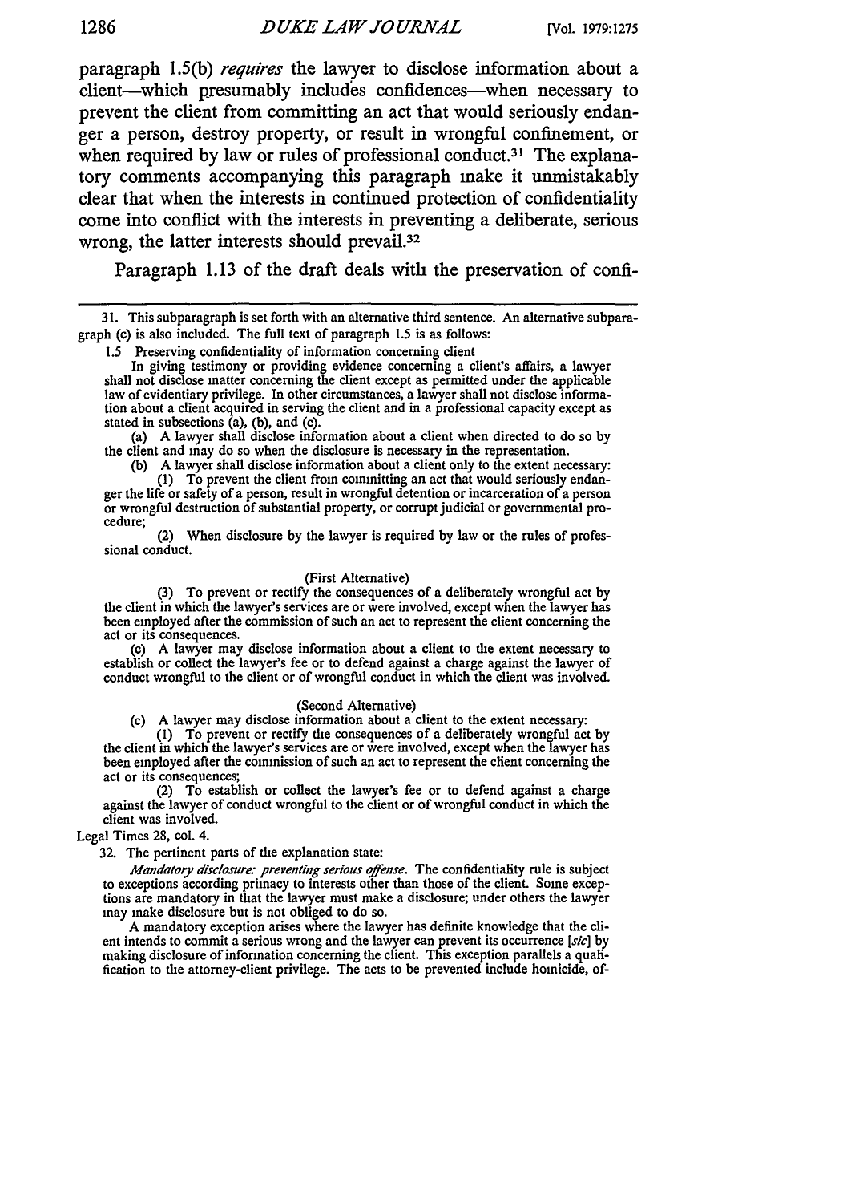paragraph 1.5(b) *requires* the lawyer to disclose information about a client—which presumably includes confidences—when necessary to prevent the client from committing an act that would seriously endanger a person, destroy property, or result in wrongful confinement, or when required by law or rules of professional conduct.[31] The explanatory comments accompanying this paragraph make it unmistakably clear that when the interests in continued protection of confidentiality come into conflict with the interests in preventing a deliberate, serious wrong, the latter interests should prevail.[32]

Paragraph 1.13 of the draft deals with the preservation of confi-

---

31. This subparagraph is set forth with an alternative third sentence. An alternative subparagraph (c) is also included. The full text of paragraph 1.5 is as follows:

1.5 Preserving confidentiality of information concerning client

In giving testimony or providing evidence concerning a client's affairs, a lawyer shall not disclose matter concerning the client except as permitted under the applicable law of evidentiary privilege. In other circumstances, a lawyer shall not disclose information about a client acquired in serving the client and in a professional capacity except as stated in subsections (a), (b), and (c).

(a) A lawyer shall disclose information about a client when directed to do so by the client and may do so when the disclosure is necessary in the representation.

(b) A lawyer shall disclose information about a client only to the extent necessary:

(1) To prevent the client from committing an act that would seriously endanger the life or safety of a person, result in wrongful detention or incarceration of a person or wrongful destruction of substantial property, or corrupt judicial or governmental procedure;

(2) When disclosure by the lawyer is required by law or the rules of professional conduct.

(First Alternative)

(3) To prevent or rectify the consequences of a deliberately wrongful act by the client in which the lawyer's services are or were involved, except when the lawyer has been employed after the commission of such an act to represent the client concerning the act or its consequences.

(c) A lawyer may disclose information about a client to the extent necessary to establish or collect the lawyer's fee or to defend against a charge against the lawyer of conduct wrongful to the client or of wrongful conduct in which the client was involved.

(Second Alternative)

(c) A lawyer may disclose information about a client to the extent necessary:

(1) To prevent or rectify the consequences of a deliberately wrongful act by the client in which the lawyer's services are or were involved, except when the lawyer has been employed after the commission of such an act to represent the client concerning the act or its consequences;

(2) To establish or collect the lawyer's fee or to defend against a charge against the lawyer of conduct wrongful to the client or of wrongful conduct in which the client was involved.

Legal Times 28, col. 4.

32. The pertinent parts of the explanation state:

*Mandatory disclosure: preventing serious offense.* The confidentiality rule is subject to exceptions according primacy to interests other than those of the client. Some exceptions are mandatory in that the lawyer must make a disclosure; under others the lawyer may make disclosure but is not obliged to do so.

A mandatory exception arises where the lawyer has definite knowledge that the client intends to commit a serious wrong and the lawyer can prevent its occurrence [*sic*] by making disclosure of information concerning the client. This exception parallels a qualification to the attorney-client privilege. The acts to be prevented include homicide, of-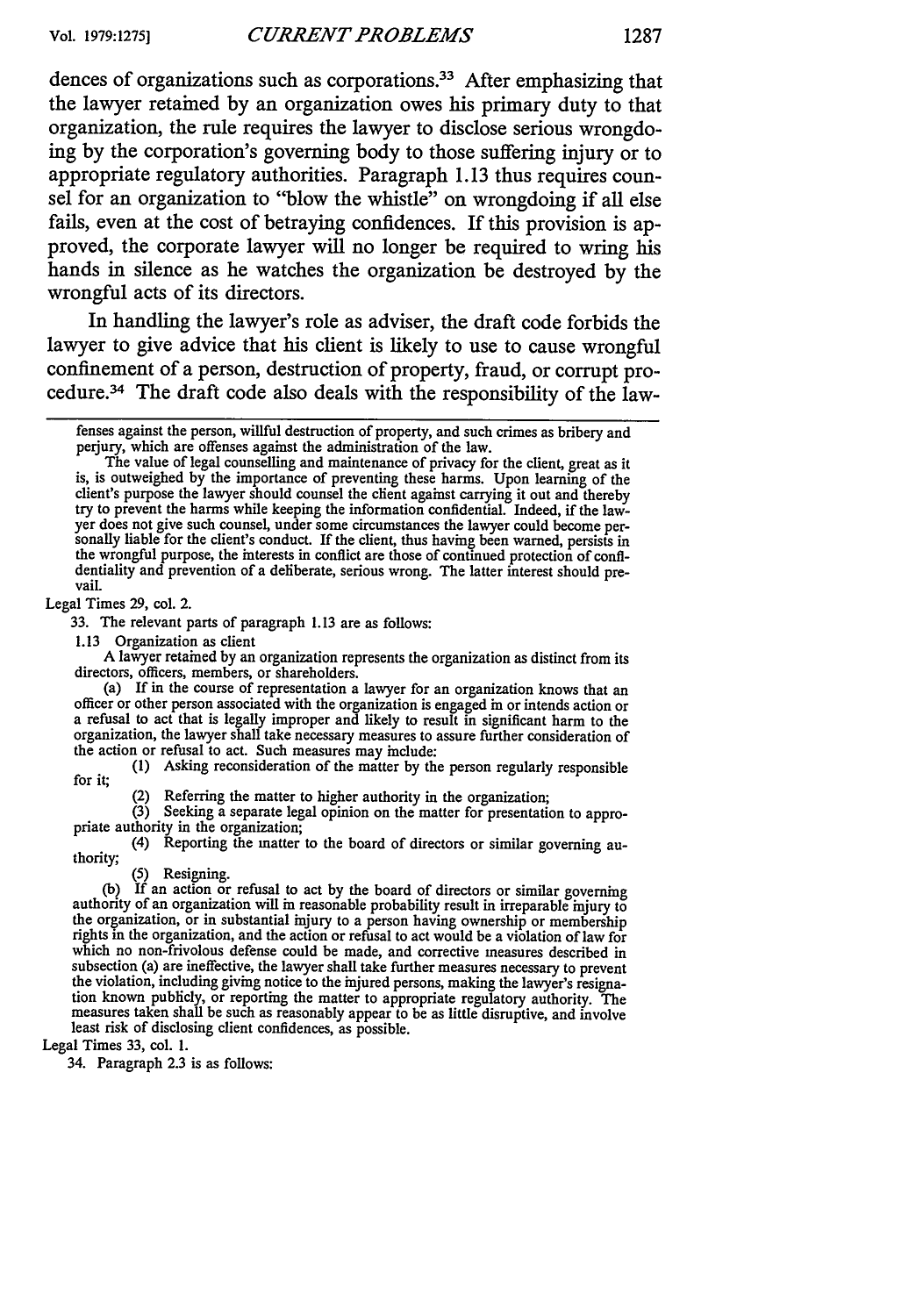dences of organizations such as corporations.[33] After emphasizing that the lawyer retained by an organization owes his primary duty to that organization, the rule requires the lawyer to disclose serious wrongdoing by the corporation's governing body to those suffering injury or to appropriate regulatory authorities. Paragraph 1.13 thus requires counsel for an organization to "blow the whistle" on wrongdoing if all else fails, even at the cost of betraying confidences. If this provision is approved, the corporate lawyer will no longer be required to wring his hands in silence as he watches the organization be destroyed by the wrongful acts of its directors.

In handling the lawyer's role as adviser, the draft code forbids the lawyer to give advice that his client is likely to use to cause wrongful confinement of a person, destruction of property, fraud, or corrupt procedure.[34] The draft code also deals with the responsibility of the law-

---

fenses against the person, willful destruction of property, and such crimes as bribery and perjury, which are offenses against the administration of the law.

The value of legal counselling and maintenance of privacy for the client, great as it is, is outweighed by the importance of preventing these harms. Upon learning of the client's purpose the lawyer should counsel the client against carrying it out and thereby try to prevent the harms while keeping the information confidential. Indeed, if the lawyer does not give such counsel, under some circumstances the lawyer could become personally liable for the client's conduct. If the client, thus having been warned, persists in the wrongful purpose, the interests in conflict are those of continued protection of confidentiality and prevention of a deliberate, serious wrong. The latter interest should prevail.

Legal Times 29, col. 2.

33. The relevant parts of paragraph 1.13 are as follows:

1.13 Organization as client

A lawyer retained by an organization represents the organization as distinct from its directors, officers, members, or shareholders.

(a) If in the course of representation a lawyer for an organization knows that an officer or other person associated with the organization is engaged in or intends action or a refusal to act that is legally improper and likely to result in significant harm to the organization, the lawyer shall take necessary measures to assure further consideration of the action or refusal to act. Such measures may include:

(1) Asking reconsideration of the matter by the person regularly responsible for it;

(2) Referring the matter to higher authority in the organization;

(3) Seeking a separate legal opinion on the matter for presentation to appropriate authority in the organization;

(4) Reporting the matter to the board of directors or similar governing authority;

(5) Resigning.

(b) If an action or refusal to act by the board of directors or similar governing authority of an organization will in reasonable probability result in irreparable injury to the organization, or in substantial injury to a person having ownership or membership rights in the organization, and the action or refusal to act would be a violation of law for which no non-frivolous defense could be made, and corrective measures described in subsection (a) are ineffective, the lawyer shall take further measures necessary to prevent the violation, including giving notice to the injured persons, making the lawyer's resignation known publicly, or reporting the matter to appropriate regulatory authority. The measures taken shall be such as reasonably appear to be as little disruptive, and involve least risk of disclosing client confidences, as possible.

Legal Times 33, col. 1.

34. Paragraph 2.3 is as follows: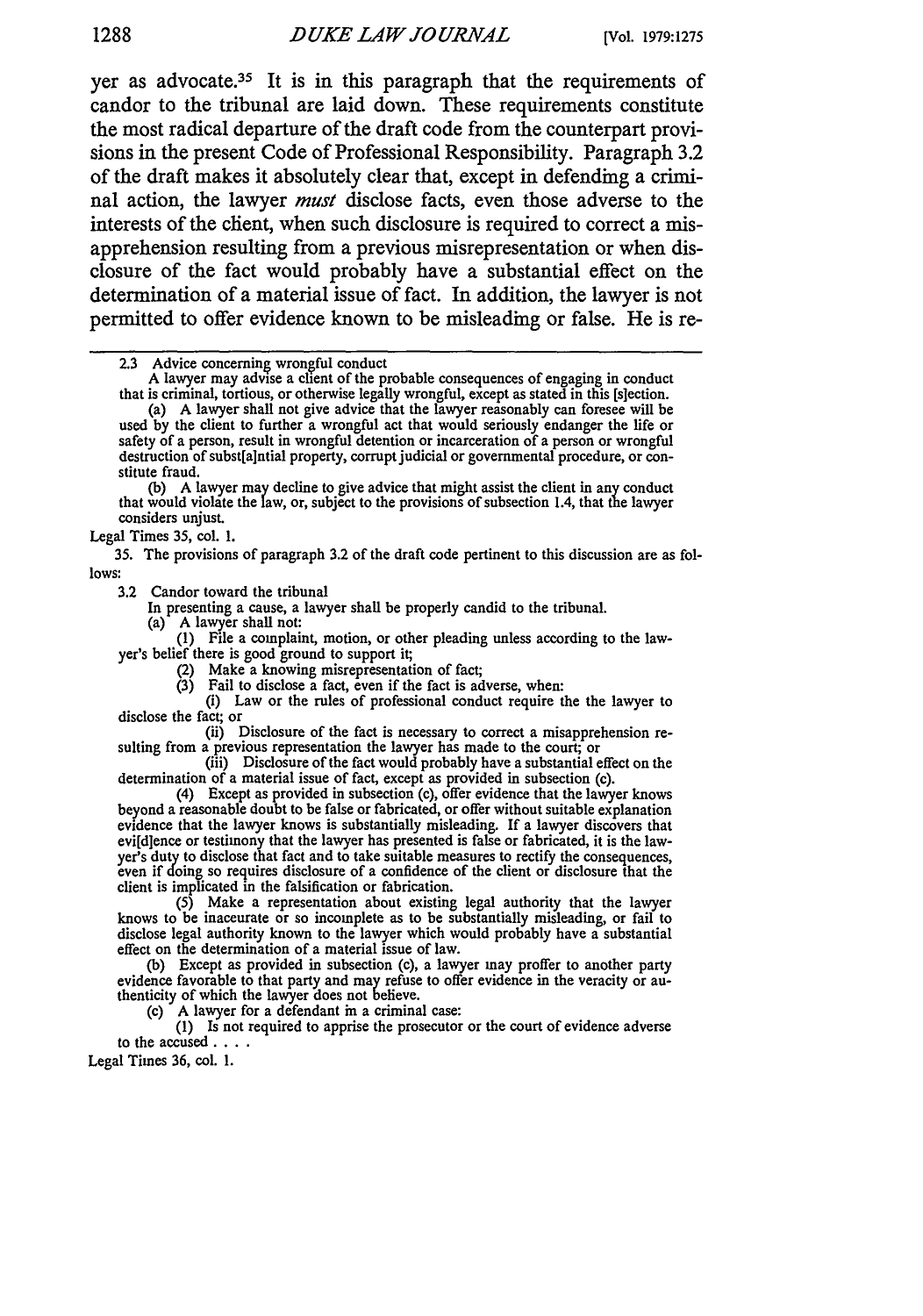yer as advocate.[35] It is in this paragraph that the requirements of candor to the tribunal are laid down. These requirements constitute the most radical departure of the draft code from the counterpart provisions in the present Code of Professional Responsibility. Paragraph 3.2 of the draft makes it absolutely clear that, except in defending a criminal action, the lawyer *must* disclose facts, even those adverse to the interests of the client, when such disclosure is required to correct a misapprehension resulting from a previous misrepresentation or when disclosure of the fact would probably have a substantial effect on the determination of a material issue of fact. In addition, the lawyer is not permitted to offer evidence known to be misleading or false. He is re-

---

2.3 Advice concerning wrongful conduct

A lawyer may advise a client of the probable consequences of engaging in conduct that is criminal, tortious, or otherwise legally wrongful, except as stated in this [s]ection.

(a) A lawyer shall not give advice that the lawyer reasonably can foresee will be used by the client to further a wrongful act that would seriously endanger the life or safety of a person, result in wrongful detention or incarceration of a person or wrongful destruction of subst[a]ntial property, corrupt judicial or governmental procedure, or constitute fraud.

(b) A lawyer may decline to give advice that might assist the client in any conduct that would violate the law, or, subject to the provisions of subsection 1.4, that the lawyer considers unjust.

Legal Times 35, col. 1.

35. The provisions of paragraph 3.2 of the draft code pertinent to this discussion are as follows:

3.2 Candor toward the tribunal

In presenting a cause, a lawyer shall be properly candid to the tribunal.

(a) A lawyer shall not:

(1) File a complaint, motion, or other pleading unless according to the lawyer's belief there is good ground to support it;

(2) Make a knowing misrepresentation of fact;

(3) Fail to disclose a fact, even if the fact is adverse, when:

(i) Law or the rules of professional conduct require the the lawyer to disclose the fact; or

(ii) Disclosure of the fact is necessary to correct a misapprehension resulting from a previous representation the lawyer has made to the court; or

(iii) Disclosure of the fact would probably have a substantial effect on the determination of a material issue of fact, except as provided in subsection (c).

(4) Except as provided in subsection (c), offer evidence that the lawyer knows beyond a reasonable doubt to be false or fabricated, or offer without suitable explanation evidence that the lawyer knows is substantially misleading. If a lawyer discovers that evi[d]ence or testimony that the lawyer has presented is false or fabricated, it is the lawyer's duty to disclose that fact and to take suitable measures to rectify the consequences, even if doing so requires disclosure of a confidence of the client or disclosure that the client is implicated in the falsification or fabrication.

(5) Make a representation about existing legal authority that the lawyer knows to be inaccurate or so incomplete as to be substantially misleading, or fail to disclose legal authority known to the lawyer which would probably have a substantial effect on the determination of a material issue of law.

(b) Except as provided in subsection (c), a lawyer may proffer to another party evidence favorable to that party and may refuse to offer evidence in the veracity or authenticity of which the lawyer does not believe.

(c) A lawyer for a defendant in a criminal case:

(1) Is not required to apprise the prosecutor or the court of evidence adverse to the accused . . . .

Legal Times 36, col. 1.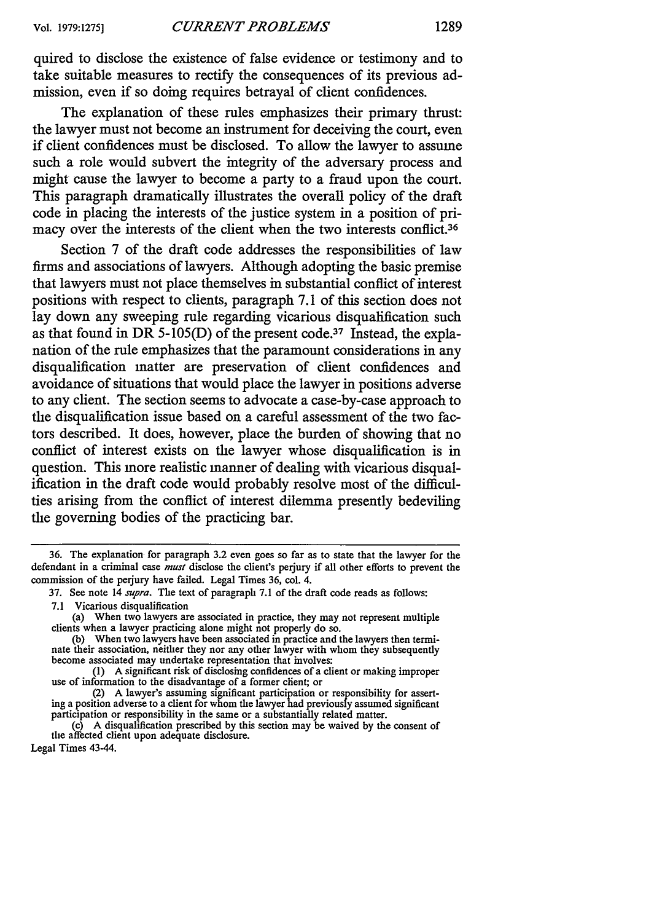quired to disclose the existence of false evidence or testimony and to take suitable measures to rectify the consequences of its previous admission, even if so doing requires betrayal of client confidences.

The explanation of these rules emphasizes their primary thrust: the lawyer must not become an instrument for deceiving the court, even if client confidences must be disclosed. To allow the lawyer to assume such a role would subvert the integrity of the adversary process and might cause the lawyer to become a party to a fraud upon the court. This paragraph dramatically illustrates the overall policy of the draft code in placing the interests of the justice system in a position of primacy over the interests of the client when the two interests conflict.[36]

Section 7 of the draft code addresses the responsibilities of law firms and associations of lawyers. Although adopting the basic premise that lawyers must not place themselves in substantial conflict of interest positions with respect to clients, paragraph 7.1 of this section does not lay down any sweeping rule regarding vicarious disqualification such as that found in DR 5-105(D) of the present code.[37] Instead, the explanation of the rule emphasizes that the paramount considerations in any disqualification matter are preservation of client confidences and avoidance of situations that would place the lawyer in positions adverse to any client. The section seems to advocate a case-by-case approach to the disqualification issue based on a careful assessment of the two factors described. It does, however, place the burden of showing that no conflict of interest exists on the lawyer whose disqualification is in question. This more realistic manner of dealing with vicarious disqualification in the draft code would probably resolve most of the difficulties arising from the conflict of interest dilemma presently bedeviling the governing bodies of the practicing bar.

---

36. The explanation for paragraph 3.2 even goes so far as to state that the lawyer for the defendant in a criminal case *must* disclose the client's perjury if all other efforts to prevent the commission of the perjury have failed. Legal Times 36, col. 4.

37. See note 14 *supra*. The text of paragraph 7.1 of the draft code reads as follows:

7.1 Vicarious disqualification

(a) When two lawyers are associated in practice, they may not represent multiple clients when a lawyer practicing alone might not properly do so.

(b) When two lawyers have been associated in practice and the lawyers then terminate their association, neither they nor any other lawyer with whom they subsequently become associated may undertake representation that involves:

(1) A significant risk of disclosing confidences of a client or making improper use of information to the disadvantage of a former client; or

(2) A lawyer's assuming significant participation or responsibility for asserting a position adverse to a client for whom the lawyer had previously assumed significant participation or responsibility in the same or a substantially related matter.

(c) A disqualification prescribed by this section may be waived by the consent of the affected client upon adequate disclosure.

Legal Times 43-44.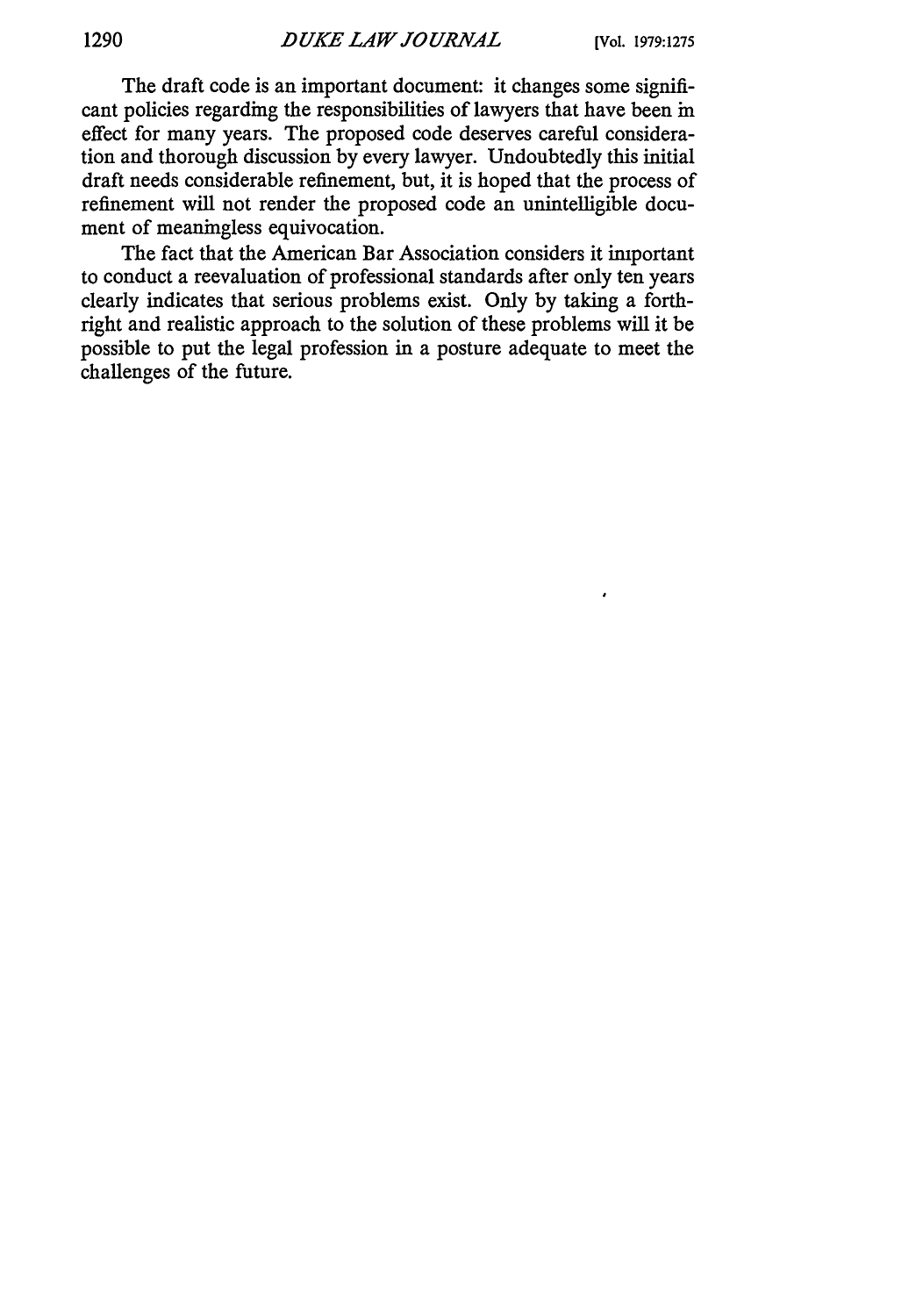The draft code is an important document: it changes some significant policies regarding the responsibilities of lawyers that have been in effect for many years. The proposed code deserves careful consideration and thorough discussion by every lawyer. Undoubtedly this initial draft needs considerable refinement, but, it is hoped that the process of refinement will not render the proposed code an unintelligible document of meaningless equivocation.

The fact that the American Bar Association considers it important to conduct a reevaluation of professional standards after only ten years clearly indicates that serious problems exist. Only by taking a forthright and realistic approach to the solution of these problems will it be possible to put the legal profession in a posture adequate to meet the challenges of the future.